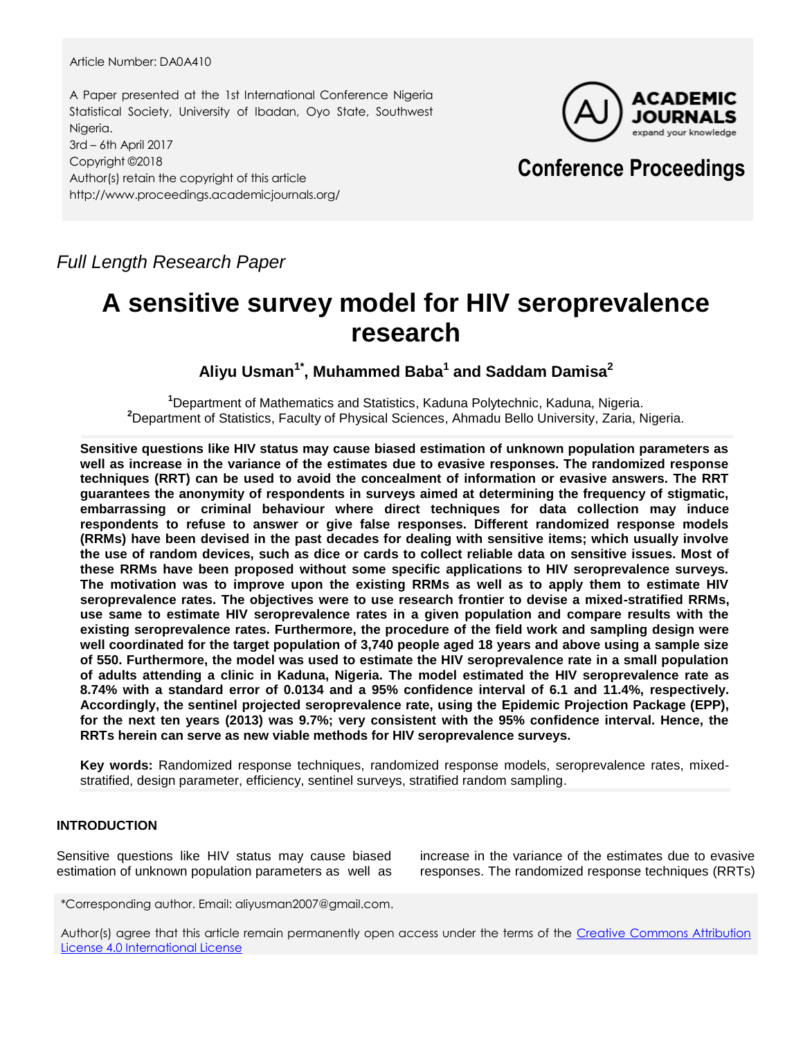Article Number: DA0A410

A Paper presented at the 1st International Conference Nigeria Statistical Society, University of Ibadan, Oyo State, Southwest Nigeria.
3rd – 6th April 2017
Copyright ©2018
Author(s) retain the copyright of this article
http://www.proceedings.academicjournals.org/

**Conference Proceedings**

*Full Length Research Paper*

# A sensitive survey model for HIV seroprevalence research

**Aliyu Usman[1*], Muhammed Baba[1] and Saddam Damisa[2]**

[1]Department of Mathematics and Statistics, Kaduna Polytechnic, Kaduna, Nigeria.
[2]Department of Statistics, Faculty of Physical Sciences, Ahmadu Bello University, Zaria, Nigeria.

**Sensitive questions like HIV status may cause biased estimation of unknown population parameters as well as increase in the variance of the estimates due to evasive responses. The randomized response techniques (RRT) can be used to avoid the concealment of information or evasive answers. The RRT guarantees the anonymity of respondents in surveys aimed at determining the frequency of stigmatic, embarrassing or criminal behaviour where direct techniques for data collection may induce respondents to refuse to answer or give false responses. Different randomized response models (RRMs) have been devised in the past decades for dealing with sensitive items; which usually involve the use of random devices, such as dice or cards to collect reliable data on sensitive issues. Most of these RRMs have been proposed without some specific applications to HIV seroprevalence surveys. The motivation was to improve upon the existing RRMs as well as to apply them to estimate HIV seroprevalence rates. The objectives were to use research frontier to devise a mixed-stratified RRMs, use same to estimate HIV seroprevalence rates in a given population and compare results with the existing seroprevalence rates. Furthermore, the procedure of the field work and sampling design were well coordinated for the target population of 3,740 people aged 18 years and above using a sample size of 550. Furthermore, the model was used to estimate the HIV seroprevalence rate in a small population of adults attending a clinic in Kaduna, Nigeria. The model estimated the HIV seroprevalence rate as 8.74% with a standard error of 0.0134 and a 95% confidence interval of 6.1 and 11.4%, respectively. Accordingly, the sentinel projected seroprevalence rate, using the Epidemic Projection Package (EPP), for the next ten years (2013) was 9.7%; very consistent with the 95% confidence interval. Hence, the RRTs herein can serve as new viable methods for HIV seroprevalence surveys.**

**Key words:** Randomized response techniques, randomized response models, seroprevalence rates, mixed-stratified, design parameter, efficiency, sentinel surveys, stratified random sampling.

## INTRODUCTION

Sensitive questions like HIV status may cause biased estimation of unknown population parameters as well as increase in the variance of the estimates due to evasive responses. The randomized response techniques (RRTs)

*Corresponding author. Email: aliyusman2007@gmail.com.

Author(s) agree that this article remain permanently open access under the terms of the Creative Commons Attribution License 4.0 International License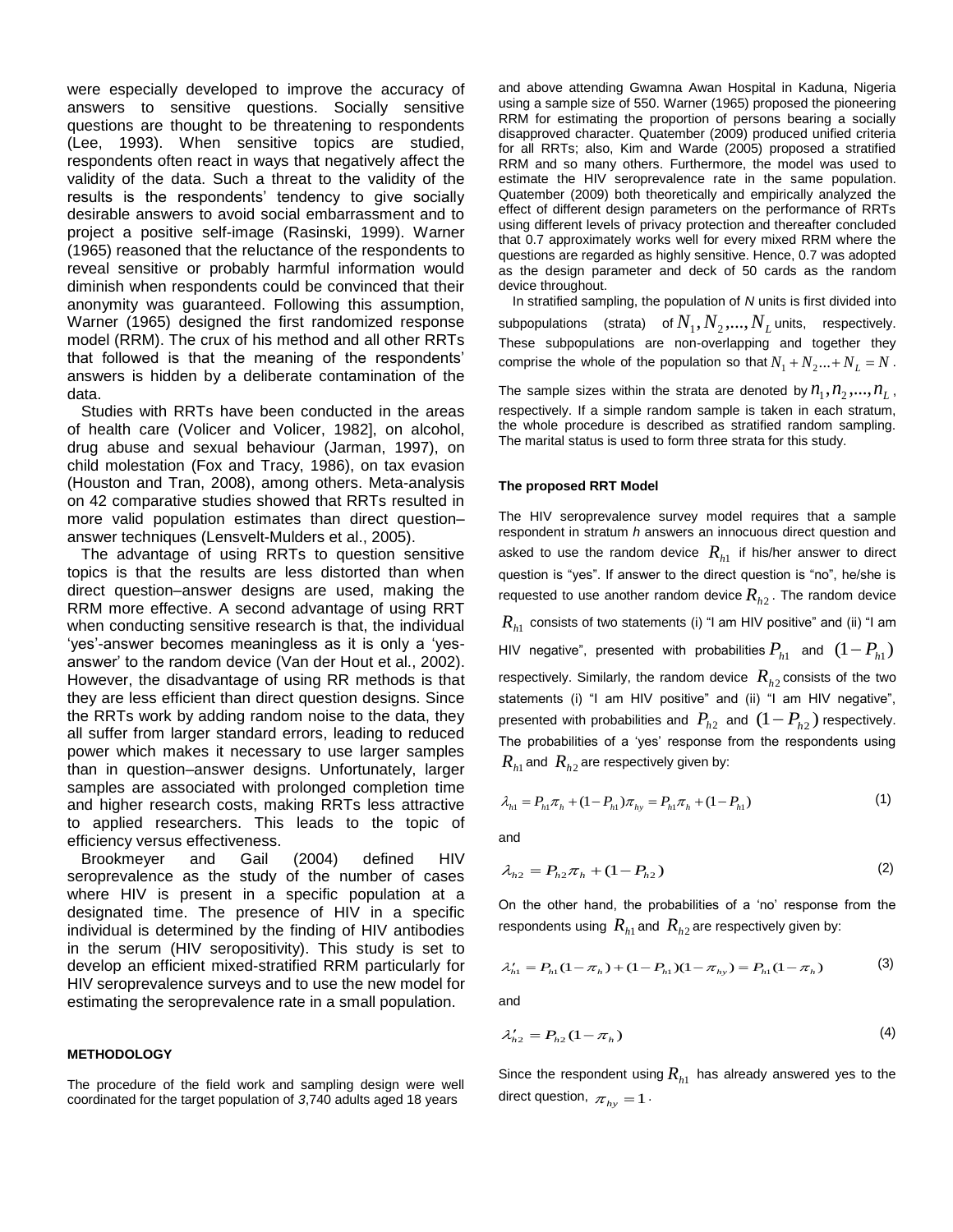were especially developed to improve the accuracy of answers to sensitive questions. Socially sensitive questions are thought to be threatening to respondents (Lee, 1993). When sensitive topics are studied, respondents often react in ways that negatively affect the validity of the data. Such a threat to the validity of the results is the respondents' tendency to give socially desirable answers to avoid social embarrassment and to project a positive self-image (Rasinski, 1999). Warner (1965) reasoned that the reluctance of the respondents to reveal sensitive or probably harmful information would diminish when respondents could be convinced that their anonymity was guaranteed. Following this assumption, Warner (1965) designed the first randomized response model (RRM). The crux of his method and all other RRTs that followed is that the meaning of the respondents' answers is hidden by a deliberate contamination of the data.

Studies with RRTs have been conducted in the areas of health care (Volicer and Volicer, 1982], on alcohol, drug abuse and sexual behaviour (Jarman, 1997), on child molestation (Fox and Tracy, 1986), on tax evasion (Houston and Tran, 2008), among others. Meta-analysis on 42 comparative studies showed that RRTs resulted in more valid population estimates than direct question–answer techniques (Lensvelt-Mulders et al., 2005).

The advantage of using RRTs to question sensitive topics is that the results are less distorted than when direct question–answer designs are used, making the RRM more effective. A second advantage of using RRT when conducting sensitive research is that, the individual 'yes'-answer becomes meaningless as it is only a 'yes-answer' to the random device (Van der Hout et al., 2002). However, the disadvantage of using RR methods is that they are less efficient than direct question designs. Since the RRTs work by adding random noise to the data, they all suffer from larger standard errors, leading to reduced power which makes it necessary to use larger samples than in question–answer designs. Unfortunately, larger samples are associated with prolonged completion time and higher research costs, making RRTs less attractive to applied researchers. This leads to the topic of efficiency versus effectiveness.

Brookmeyer and Gail (2004) defined HIV seroprevalence as the study of the number of cases where HIV is present in a specific population at a designated time. The presence of HIV in a specific individual is determined by the finding of HIV antibodies in the serum (HIV seropositivity). This study is set to develop an efficient mixed-stratified RRM particularly for HIV seroprevalence surveys and to use the new model for estimating the seroprevalence rate in a small population.

## METHODOLOGY

The procedure of the field work and sampling design were well coordinated for the target population of *3*,740 adults aged 18 years and above attending Gwamna Awan Hospital in Kaduna, Nigeria using a sample size of 550. Warner (1965) proposed the pioneering RRM for estimating the proportion of persons bearing a socially disapproved character. Quatember (2009) produced unified criteria for all RRTs; also, Kim and Warde (2005) proposed a stratified RRM and so many others. Furthermore, the model was used to estimate the HIV seroprevalence rate in the same population. Quatember (2009) both theoretically and empirically analyzed the effect of different design parameters on the performance of RRTs using different levels of privacy protection and thereafter concluded that 0.7 approximately works well for every mixed RRM where the questions are regarded as highly sensitive. Hence, 0.7 was adopted as the design parameter and deck of 50 cards as the random device throughout.

In stratified sampling, the population of *N* units is first divided into subpopulations (strata) of $N_1, N_2, ..., N_L$ units, respectively. These subpopulations are non-overlapping and together they comprise the whole of the population so that $N_1 + N_2 ... + N_L = N$.

The sample sizes within the strata are denoted by $n_1, n_2, ..., n_L$, respectively. If a simple random sample is taken in each stratum, the whole procedure is described as stratified random sampling. The marital status is used to form three strata for this study.

### The proposed RRT Model

The HIV seroprevalence survey model requires that a sample respondent in stratum *h* answers an innocuous direct question and asked to use the random device $R_{h1}$ if his/her answer to direct question is "yes". If answer to the direct question is "no", he/she is requested to use another random device $R_{h2}$. The random device $R_{h1}$ consists of two statements (i) "I am HIV positive" and (ii) "I am HIV negative", presented with probabilities $P_{h1}$ and $(1-P_{h1})$ respectively. Similarly, the random device $R_{h2}$ consists of the two statements (i) "I am HIV positive" and (ii) "I am HIV negative", presented with probabilities and $P_{h2}$ and $(1-P_{h2})$ respectively. The probabilities of a 'yes' response from the respondents using $R_{h1}$ and $R_{h2}$ are respectively given by:

$$\lambda_{h1} = P_{h1}\pi_h + (1-P_{h1})\pi_{hy} = P_{h1}\pi_h + (1-P_{h1}) \tag{1}$$

and

$$\lambda_{h2} = P_{h2}\pi_h + (1-P_{h2}) \tag{2}$$

On the other hand, the probabilities of a 'no' response from the respondents using $R_{h1}$ and $R_{h2}$ are respectively given by:

$$\lambda'_{h1} = P_{h1}(1-\pi_h) + (1-P_{h1})(1-\pi_{hy}) = P_{h1}(1-\pi_h) \tag{3}$$

and

$$\lambda'_{h2} = P_{h2}(1-\pi_h) \tag{4}$$

Since the respondent using $R_{h1}$ has already answered yes to the direct question, $\pi_{hy} = 1$.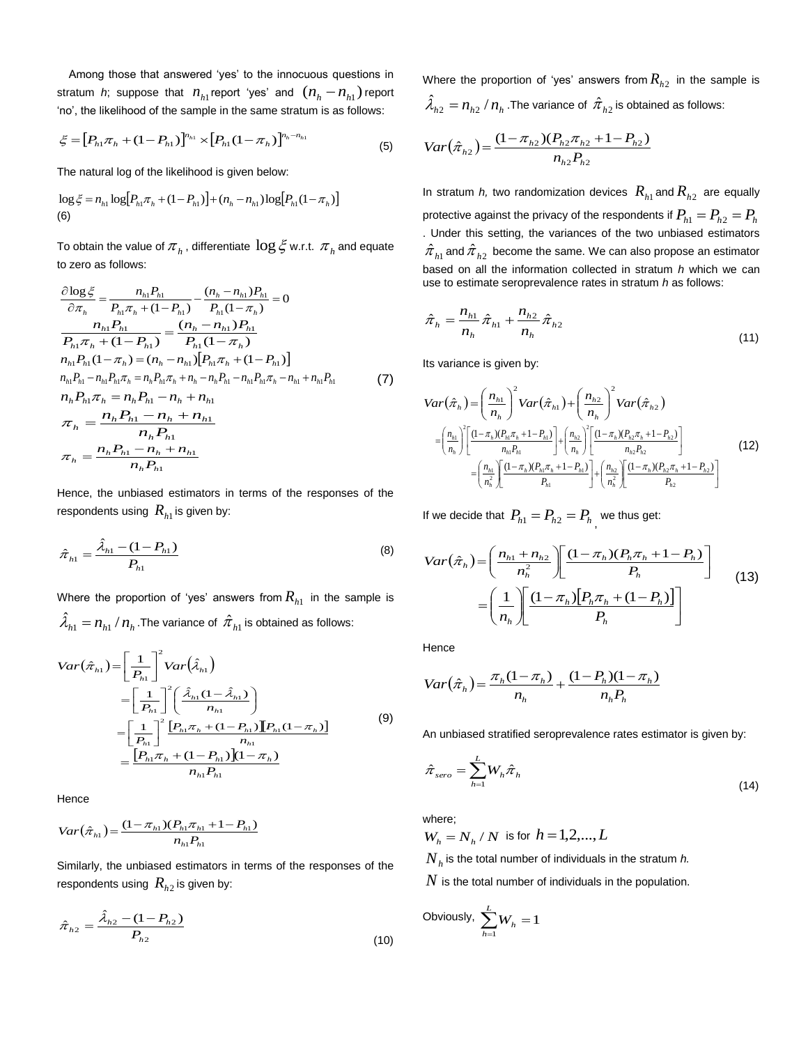Among those that answered 'yes' to the innocuous questions in stratum *h*; suppose that $n_{h1}$ report 'yes' and $(n_h - n_{h1})$ report 'no', the likelihood of the sample in the same stratum is as follows:

$$\xi = \left[P_{h1}\pi_h + (1-P_{h1})\right]^{n_{h1}} \times \left[P_{h1}(1-\pi_h)\right]^{n_h - n_{h1}} \tag{5}$$

The natural log of the likelihood is given below:

$$\log \xi = n_{h1}\log\left[P_{h1}\pi_h + (1-P_{h1})\right] + (n_h - n_{h1})\log\left[P_{h1}(1-\pi_h)\right]$$
(6)

To obtain the value of $\pi_h$, differentiate $\log \xi$ w.r.t. $\pi_h$ and equate to zero as follows:

$$\begin{aligned}
\frac{\partial \log \xi}{\partial \pi_h} &= \frac{n_{h1}P_{h1}}{P_{h1}\pi_h + (1-P_{h1})} - \frac{(n_h - n_{h1})P_{h1}}{P_{h1}(1-\pi_h)} = 0 \\
\frac{n_{h1}P_{h1}}{P_{h1}\pi_h + (1-P_{h1})} &= \frac{(n_h - n_{h1})P_{h1}}{P_{h1}(1-\pi_h)} \\
n_{h1}P_{h1}(1-\pi_h) &= (n_h - n_{h1})\left[P_{h1}\pi_h + (1-P_{h1})\right] \\
n_{h1}P_{h1} - n_{h1}P_{h1}\pi_h &= n_h P_{h1}\pi_h + n_h - n_h P_{h1} - n_{h1}P_{h1}\pi_h - n_{h1} + n_{h1}P_{h1} \\
n_h P_{h1}\pi_h &= n_h P_{h1} - n_h + n_{h1} \\
\pi_h &= \frac{n_h P_{h1} - n_h + n_{h1}}{n_h P_{h1}} \\
\pi_h &= \frac{n_h P_{h1} - n_h + n_{h1}}{n_h P_{h1}}
\end{aligned} \tag{7}$$

Hence, the unbiased estimators in terms of the responses of the respondents using $R_{h1}$ is given by:

$$\hat{\pi}_{h1} = \frac{\hat{\lambda}_{h1} - (1-P_{h1})}{P_{h1}} \tag{8}$$

Where the proportion of 'yes' answers from $R_{h1}$ in the sample is $\hat{\lambda}_{h1} = n_{h1}/n_h$. The variance of $\hat{\pi}_{h1}$ is obtained as follows:

$$\begin{aligned}
Var(\hat{\pi}_{h1}) &= \left[\frac{1}{P_{h1}}\right]^2 Var(\hat{\lambda}_{h1}) \\
&= \left[\frac{1}{P_{h1}}\right]^2 \left(\frac{\hat{\lambda}_{h1}(1-\hat{\lambda}_{h1})}{n_{h1}}\right) \\
&= \left[\frac{1}{P_{h1}}\right]^2 \frac{\left[P_{h1}\pi_h + (1-P_{h1})\right]\left[P_{h1}(1-\pi_h)\right]}{n_{h1}} \\
&= \frac{\left[P_{h1}\pi_h + (1-P_{h1})\right](1-\pi_h)}{n_{h1}P_{h1}}
\end{aligned} \tag{9}$$

Hence

$$Var(\hat{\pi}_{h1}) = \frac{(1-\pi_{h1})(P_{h1}\pi_{h1} + 1 - P_{h1})}{n_{h1}P_{h1}}$$

Similarly, the unbiased estimators in terms of the responses of the respondents using $R_{h2}$ is given by:

$$\hat{\pi}_{h2} = \frac{\hat{\lambda}_{h2} - (1-P_{h2})}{P_{h2}} \tag{10}$$

Where the proportion of 'yes' answers from $R_{h2}$ in the sample is $\hat{\lambda}_{h2} = n_{h2}/n_h$. The variance of $\hat{\pi}_{h2}$ is obtained as follows:

$$Var(\hat{\pi}_{h2}) = \frac{(1-\pi_{h2})(P_{h2}\pi_{h2} + 1 - P_{h2})}{n_{h2}P_{h2}}$$

In stratum *h,* two randomization devices $R_{h1}$ and $R_{h2}$ are equally protective against the privacy of the respondents if $P_{h1} = P_{h2} = P_h$. Under this setting, the variances of the two unbiased estimators $\hat{\pi}_{h1}$ and $\hat{\pi}_{h2}$ become the same. We can also propose an estimator based on all the information collected in stratum *h* which we can use to estimate seroprevalence rates in stratum *h* as follows:

$$\hat{\pi}_h = \frac{n_{h1}}{n_h}\hat{\pi}_{h1} + \frac{n_{h2}}{n_h}\hat{\pi}_{h2} \tag{11}$$

Its variance is given by:

$$\begin{aligned}
Var(\hat{\pi}_h) &= \left(\frac{n_{h1}}{n_h}\right)^2 Var(\hat{\pi}_{h1}) + \left(\frac{n_{h2}}{n_h}\right)^2 Var(\hat{\pi}_{h2}) \\
&= \left(\frac{n_{h1}}{n_h}\right)^2 \left[\frac{(1-\pi_h)(P_{h1}\pi_h + 1 - P_{h1})}{n_{h1}P_{h1}}\right] + \left(\frac{n_{h2}}{n_h}\right)^2 \left[\frac{(1-\pi_h)(P_{h2}\pi_h + 1 - P_{h2})}{n_{h2}P_{h2}}\right] \\
&= \left(\frac{n_{h1}}{n_h^2}\right)\left[\frac{(1-\pi_h)(P_{h1}\pi_h + 1 - P_{h1})}{P_{h1}}\right] + \left(\frac{n_{h2}}{n_h^2}\right)\left[\frac{(1-\pi_h)(P_{h2}\pi_h + 1 - P_{h2})}{P_{h2}}\right]
\end{aligned} \tag{12}$$

If we decide that $P_{h1} = P_{h2} = P_h$, we thus get:

$$\begin{aligned}
Var(\hat{\pi}_h) &= \left(\frac{n_{h1} + n_{h2}}{n_h^2}\right)\left[\frac{(1-\pi_h)(P_h\pi_h + 1 - P_h)}{P_h}\right] \\
&= \left(\frac{1}{n_h}\right)\left[\frac{(1-\pi_h)\left[P_h\pi_h + (1-P_h)\right]}{P_h}\right]
\end{aligned} \tag{13}$$

Hence

$$Var(\hat{\pi}_h) = \frac{\pi_h(1-\pi_h)}{n_h} + \frac{(1-P_h)(1-\pi_h)}{n_h P_h}$$

An unbiased stratified seroprevalence rates estimator is given by:

$$\hat{\pi}_{sero} = \sum_{h=1}^{L} W_h \hat{\pi}_h \tag{14}$$

where;

$W_h = N_h / N$ is for $h = 1, 2, \ldots, L$

$N_h$ is the total number of individuals in the stratum *h.*

$N$ is the total number of individuals in the population.

Obviously, $\sum_{h=1}^{L} W_h = 1$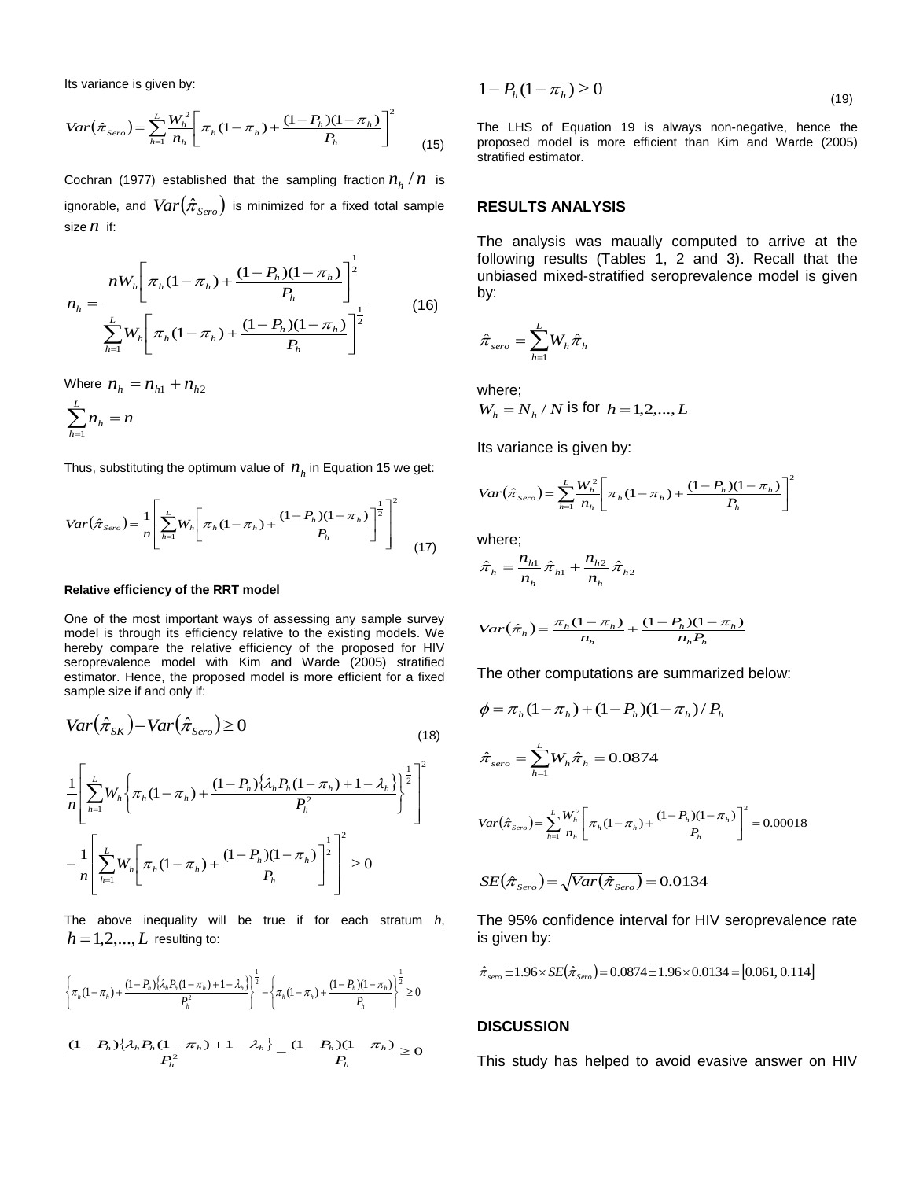Its variance is given by:

$$Var(\hat{\pi}_{Sero}) = \sum_{h=1}^{L} \frac{W_h^2}{n_h} \left[ \pi_h (1-\pi_h) + \frac{(1-P_h)(1-\pi_h)}{P_h} \right]^2 \quad (15)$$

Cochran (1977) established that the sampling fraction $n_h / n$ is ignorable, and $Var(\hat{\pi}_{Sero})$ is minimized for a fixed total sample size $n$ if:

$$n_h = \frac{nW_h \left[ \pi_h (1-\pi_h) + \frac{(1-P_h)(1-\pi_h)}{P_h} \right]^{\frac{1}{2}}}{\sum_{h=1}^{L} W_h \left[ \pi_h (1-\pi_h) + \frac{(1-P_h)(1-\pi_h)}{P_h} \right]^{\frac{1}{2}}} \quad (16)$$

Where $n_h = n_{h1} + n_{h2}$

$$\sum_{h=1}^{L} n_h = n$$

Thus, substituting the optimum value of $n_h$ in Equation 15 we get:

$$Var(\hat{\pi}_{Sero}) = \frac{1}{n} \left[ \sum_{h=1}^{L} W_h \left[ \pi_h (1-\pi_h) + \frac{(1-P_h)(1-\pi_h)}{P_h} \right]^{\frac{1}{2}} \right]^2 \quad (17)$$

#### Relative efficiency of the RRT model

One of the most important ways of assessing any sample survey model is through its efficiency relative to the existing models. We hereby compare the relative efficiency of the proposed for HIV seroprevalence model with Kim and Warde (2005) stratified estimator. Hence, the proposed model is more efficient for a fixed sample size if and only if:

$$Var(\hat{\pi}_{SK}) - Var(\hat{\pi}_{Sero}) \geq 0 \quad (18)$$

$$\frac{1}{n} \left[ \sum_{h=1}^{L} W_h \left\{ \pi_h (1-\pi_h) + \frac{(1-P_h)\{\lambda_h P_h (1-\pi_h) + 1 - \lambda_h\}}{P_h^2} \right\}^{\frac{1}{2}} \right]^2 - \frac{1}{n} \left[ \sum_{h=1}^{L} W_h \left[ \pi_h (1-\pi_h) + \frac{(1-P_h)(1-\pi_h)}{P_h} \right]^{\frac{1}{2}} \right]^2 \geq 0$$

The above inequality will be true if for each stratum $h$, $h = 1, 2, ..., L$ resulting to:

$$\left\{ \pi_h (1-\pi_h) + \frac{(1-P_h)\{\lambda_h P_h (1-\pi_h) + 1 - \lambda_h\}}{P_h^2} \right\}^{\frac{1}{2}} - \left\{ \pi_h (1-\pi_h) + \frac{(1-P_h)(1-\pi_h)}{P_h} \right\}^{\frac{1}{2}} \geq 0$$

$$\frac{(1-P_h)\{\lambda_h P_h (1-\pi_h) + 1 - \lambda_h\}}{P_h^2} - \frac{(1-P_h)(1-\pi_h)}{P_h} \geq 0$$

$$1 - P_h(1-\pi_h) \geq 0 \quad (19)$$

The LHS of Equation 19 is always non-negative, hence the proposed model is more efficient than Kim and Warde (2005) stratified estimator.

## RESULTS ANALYSIS

The analysis was maually computed to arrive at the following results (Tables 1, 2 and 3). Recall that the unbiased mixed-stratified seroprevalence model is given by:

$$\hat{\pi}_{sero} = \sum_{h=1}^{L} W_h \hat{\pi}_h$$

where;

$W_h = N_h / N$ is for $h = 1, 2, ..., L$

Its variance is given by:

$$Var(\hat{\pi}_{Sero}) = \sum_{h=1}^{L} \frac{W_h^2}{n_h} \left[ \pi_h (1-\pi_h) + \frac{(1-P_h)(1-\pi_h)}{P_h} \right]^2$$

where;

$$\hat{\pi}_h = \frac{n_{h1}}{n_h} \hat{\pi}_{h1} + \frac{n_{h2}}{n_h} \hat{\pi}_{h2}$$

$$Var(\hat{\pi}_h) = \frac{\pi_h (1-\pi_h)}{n_h} + \frac{(1-P_h)(1-\pi_h)}{n_h P_h}$$

The other computations are summarized below:

$$\phi = \pi_h (1-\pi_h) + (1-P_h)(1-\pi_h) / P_h$$

$$\hat{\pi}_{sero} = \sum_{h=1}^{L} W_h \hat{\pi}_h = 0.0874$$

$$Var(\hat{\pi}_{Sero}) = \sum_{h=1}^{L} \frac{W_h^2}{n_h} \left[ \pi_h (1-\pi_h) + \frac{(1-P_h)(1-\pi_h)}{P_h} \right]^2 = 0.00018$$

$$SE(\hat{\pi}_{Sero}) = \sqrt{Var(\hat{\pi}_{Sero})} = 0.0134$$

The 95% confidence interval for HIV seroprevalence rate is given by:

$$\hat{\pi}_{sero} \pm 1.96 \times SE(\hat{\pi}_{Sero}) = 0.0874 \pm 1.96 \times 0.0134 = [0.061, 0.114]$$

## DISCUSSION

This study has helped to avoid evasive answer on HIV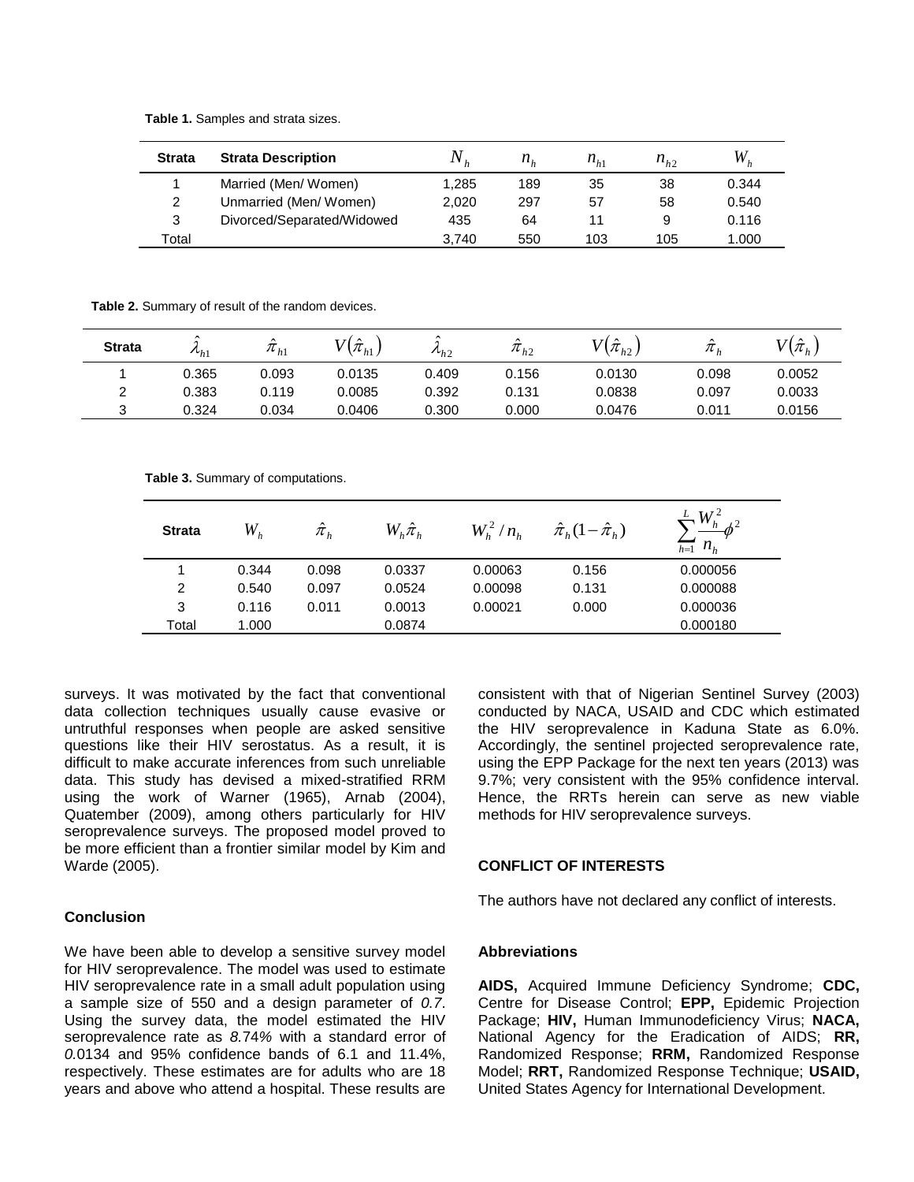**Table 1.** Samples and strata sizes.

| Strata | Strata Description | $N_h$ | $n_h$ | $n_{h1}$ | $n_{h2}$ | $W_h$ |
|---|---|---|---|---|---|---|
| 1 | Married (Men/ Women) | 1,285 | 189 | 35 | 38 | 0.344 |
| 2 | Unmarried (Men/ Women) | 2,020 | 297 | 57 | 58 | 0.540 |
| 3 | Divorced/Separated/Widowed | 435 | 64 | 11 | 9 | 0.116 |
| Total | | 3,740 | 550 | 103 | 105 | 1.000 |

**Table 2.** Summary of result of the random devices.

| Strata | $\hat{\lambda}_{h1}$ | $\hat{\pi}_{h1}$ | $V(\hat{\pi}_{h1})$ | $\hat{\lambda}_{h2}$ | $\hat{\pi}_{h2}$ | $V(\hat{\pi}_{h2})$ | $\hat{\pi}_h$ | $V(\hat{\pi}_h)$ |
|---|---|---|---|---|---|---|---|---|
| 1 | 0.365 | 0.093 | 0.0135 | 0.409 | 0.156 | 0.0130 | 0.098 | 0.0052 |
| 2 | 0.383 | 0.119 | 0.0085 | 0.392 | 0.131 | 0.0838 | 0.097 | 0.0033 |
| 3 | 0.324 | 0.034 | 0.0406 | 0.300 | 0.000 | 0.0476 | 0.011 | 0.0156 |

**Table 3.** Summary of computations.

| Strata | $W_h$ | $\hat{\pi}_h$ | $W_h\hat{\pi}_h$ | $W_h^2/n_h$ | $\hat{\pi}_h(1-\hat{\pi}_h)$ | $\sum_{h=1}^{L}\frac{W_h^2}{n_h}\phi^2$ |
|---|---|---|---|---|---|---|
| 1 | 0.344 | 0.098 | 0.0337 | 0.00063 | 0.156 | 0.000056 |
| 2 | 0.540 | 0.097 | 0.0524 | 0.00098 | 0.131 | 0.000088 |
| 3 | 0.116 | 0.011 | 0.0013 | 0.00021 | 0.000 | 0.000036 |
| Total | 1.000 | | 0.0874 | | | 0.000180 |

surveys. It was motivated by the fact that conventional data collection techniques usually cause evasive or untruthful responses when people are asked sensitive questions like their HIV serostatus. As a result, it is difficult to make accurate inferences from such unreliable data. This study has devised a mixed-stratified RRM using the work of Warner (1965), Arnab (2004), Quatember (2009), among others particularly for HIV seroprevalence surveys. The proposed model proved to be more efficient than a frontier similar model by Kim and Warde (2005).

### Conclusion

We have been able to develop a sensitive survey model for HIV seroprevalence. The model was used to estimate HIV seroprevalence rate in a small adult population using a sample size of 550 and a design parameter of *0.7*. Using the survey data, the model estimated the HIV seroprevalence rate as *8.74%* with a standard error of *0.*0134 and 95% confidence bands of 6.1 and 11.4%, respectively. These estimates are for adults who are 18 years and above who attend a hospital. These results are consistent with that of Nigerian Sentinel Survey (2003) conducted by NACA, USAID and CDC which estimated the HIV seroprevalence in Kaduna State as 6.0%. Accordingly, the sentinel projected seroprevalence rate, using the EPP Package for the next ten years (2013) was 9.7%; very consistent with the 95% confidence interval. Hence, the RRTs herein can serve as new viable methods for HIV seroprevalence surveys.

### CONFLICT OF INTERESTS

The authors have not declared any conflict of interests.

### Abbreviations

**AIDS,** Acquired Immune Deficiency Syndrome; **CDC,** Centre for Disease Control; **EPP,** Epidemic Projection Package; **HIV,** Human Immunodeficiency Virus; **NACA,** National Agency for the Eradication of AIDS; **RR,** Randomized Response; **RRM,** Randomized Response Model; **RRT,** Randomized Response Technique; **USAID,** United States Agency for International Development.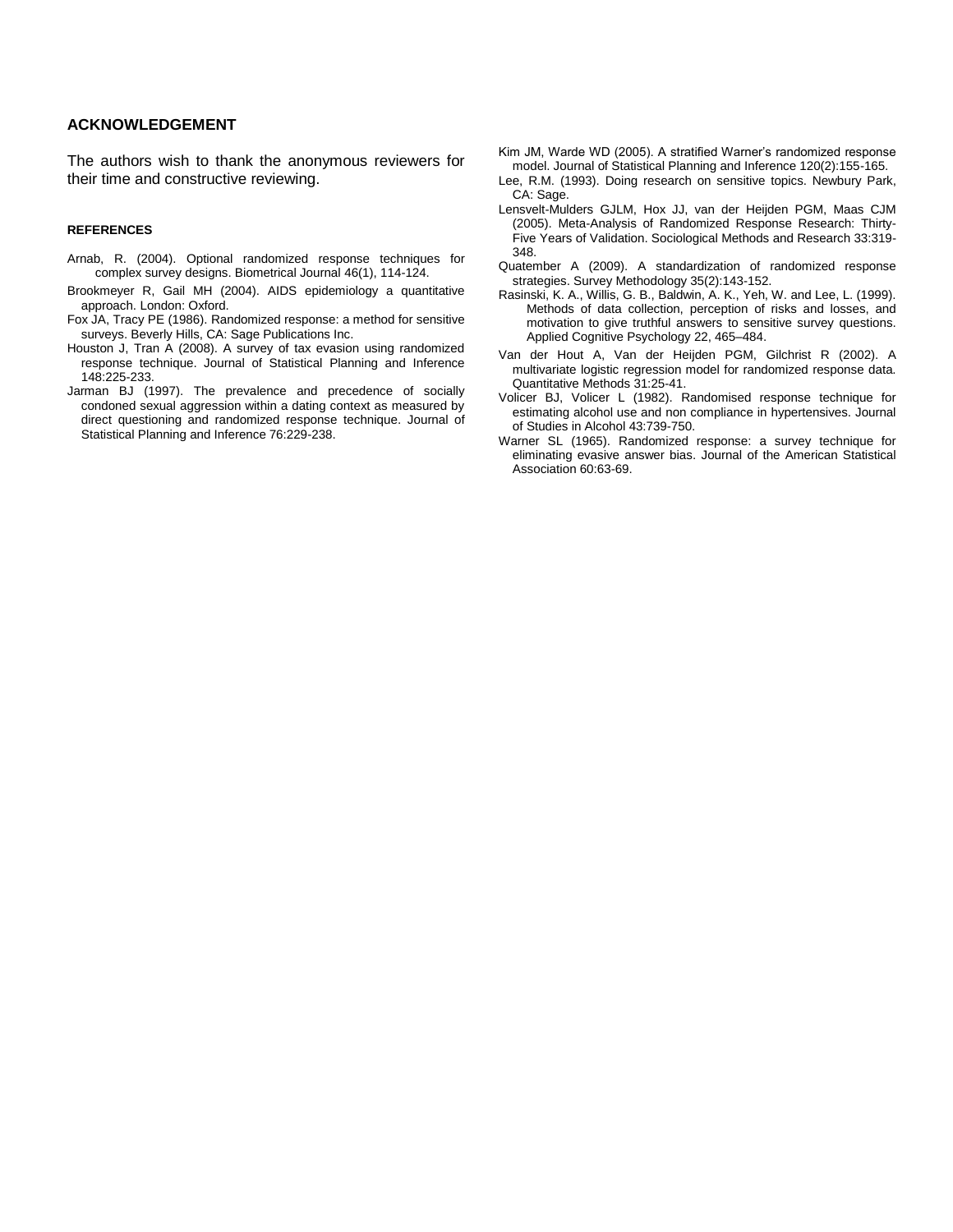## ACKNOWLEDGEMENT

The authors wish to thank the anonymous reviewers for their time and constructive reviewing.

### REFERENCES

Arnab, R. (2004). Optional randomized response techniques for complex survey designs. Biometrical Journal 46(1), 114-124.

Brookmeyer R, Gail MH (2004). AIDS epidemiology a quantitative approach. London: Oxford.

Fox JA, Tracy PE (1986). Randomized response: a method for sensitive surveys. Beverly Hills, CA: Sage Publications Inc.

Houston J, Tran A (2008). A survey of tax evasion using randomized response technique. Journal of Statistical Planning and Inference 148:225-233.

Jarman BJ (1997). The prevalence and precedence of socially condoned sexual aggression within a dating context as measured by direct questioning and randomized response technique. Journal of Statistical Planning and Inference 76:229-238.

Kim JM, Warde WD (2005). A stratified Warner's randomized response model. Journal of Statistical Planning and Inference 120(2):155-165.

Lee, R.M. (1993). Doing research on sensitive topics. Newbury Park, CA: Sage.

Lensvelt-Mulders GJLM, Hox JJ, van der Heijden PGM, Maas CJM (2005). Meta-Analysis of Randomized Response Research: Thirty-Five Years of Validation. Sociological Methods and Research 33:319-348.

Quatember A (2009). A standardization of randomized response strategies. Survey Methodology 35(2):143-152.

Rasinski, K. A., Willis, G. B., Baldwin, A. K., Yeh, W. and Lee, L. (1999). Methods of data collection, perception of risks and losses, and motivation to give truthful answers to sensitive survey questions. Applied Cognitive Psychology 22, 465–484.

Van der Hout A, Van der Heijden PGM, Gilchrist R (2002). A multivariate logistic regression model for randomized response data. Quantitative Methods 31:25-41.

Volicer BJ, Volicer L (1982). Randomised response technique for estimating alcohol use and non compliance in hypertensives. Journal of Studies in Alcohol 43:739-750.

Warner SL (1965). Randomized response: a survey technique for eliminating evasive answer bias. Journal of the American Statistical Association 60:63-69.